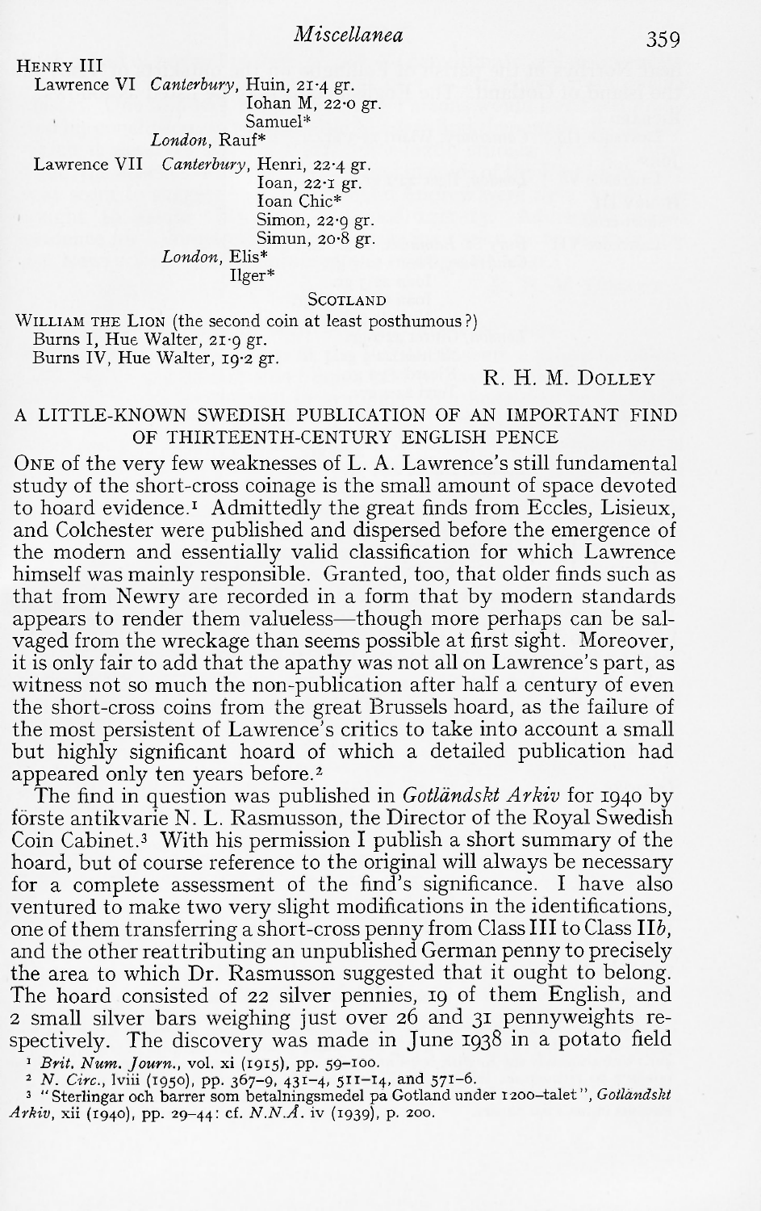HENRY III

Lawrence VI *Canterbury*, Huin, 21·4 gr.
Iohan M, 22·0 gr.
Samuel*
*London*, Rauf*

Lawrence VII *Canterbury*, Henri, 22·4 gr.
Ioan, 22·1 gr.
Ioan Chic*
Simon, 22·9 gr.
Simun, 20·8 gr.
*London*, Elis*
Ilger*

SCOTLAND

WILLIAM THE LION (the second coin at least posthumous?)
Burns I, Hue Walter, 21·9 gr.
Burns IV, Hue Walter, 19·2 gr.

R. H. M. DOLLEY

## A LITTLE-KNOWN SWEDISH PUBLICATION OF AN IMPORTANT FIND OF THIRTEENTH-CENTURY ENGLISH PENCE

ONE of the very few weaknesses of L. A. Lawrence's still fundamental study of the short-cross coinage is the small amount of space devoted to hoard evidence.[1] Admittedly the great finds from Eccles, Lisieux, and Colchester were published and dispersed before the emergence of the modern and essentially valid classification for which Lawrence himself was mainly responsible. Granted, too, that older finds such as that from Newry are recorded in a form that by modern standards appears to render them valueless—though more perhaps can be salvaged from the wreckage than seems possible at first sight. Moreover, it is only fair to add that the apathy was not all on Lawrence's part, as witness not so much the non-publication after half a century of even the short-cross coins from the great Brussels hoard, as the failure of the most persistent of Lawrence's critics to take into account a small but highly significant hoard of which a detailed publication had appeared only ten years before.[2]

The find in question was published in *Gotländskt Arkiv* for 1940 by förste antikvarie N. L. Rasmusson, the Director of the Royal Swedish Coin Cabinet.[3] With his permission I publish a short summary of the hoard, but of course reference to the original will always be necessary for a complete assessment of the find's significance. I have also ventured to make two very slight modifications in the identifications, one of them transferring a short-cross penny from Class III to Class II*b*, and the other reattributing an unpublished German penny to precisely the area to which Dr. Rasmusson suggested that it ought to belong. The hoard consisted of 22 silver pennies, 19 of them English, and 2 small silver bars weighing just over 26 and 31 pennyweights respectively. The discovery was made in June 1938 in a potato field

[1] *Brit. Num. Journ.*, vol. xi (1915), pp. 59–100.

[2] *N. Circ.*, lviii (1950), pp. 367–9, 431–4, 511–14, and 571–6.

[3] "Sterlingar och barrer som betalningsmedel pa Gotland under 1200–talet", *Gotländskt Arkiv*, xii (1940), pp. 29–44: cf. *N.N.Å.* iv (1939), p. 200.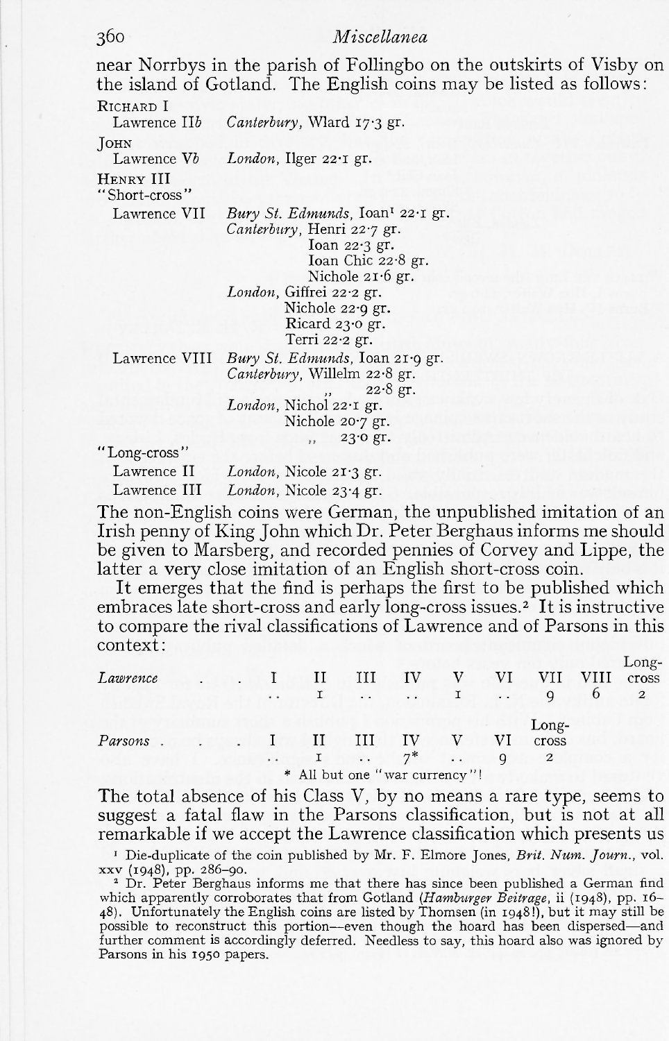near Norrbys in the parish of Follingbo on the outskirts of Visby on the island of Gotland. The English coins may be listed as follows:

| | |
|---|---|
| RICHARD I | |
| Lawrence IIb | *Canterbury*, Ward 17·3 gr. |
| JOHN | |
| Lawrence Vb | *London*, Ilger 22·1 gr. |
| HENRY III | |
| "Short-cross" | |
| Lawrence VII | *Bury St. Edmunds*, Ioan[1] 22·1 gr. |
| | *Canterbury*, Henri 22·7 gr. |
| | Ioan 22·3 gr. |
| | Ioan Chic 22·8 gr. |
| | Nichole 21·6 gr. |
| | *London*, Giffrei 22·2 gr. |
| | Nichole 22·9 gr. |
| | Ricard 23·0 gr. |
| | Terri 22·2 gr. |
| Lawrence VIII | *Bury St. Edmunds*, Ioan 21·9 gr. |
| | *Canterbury*, Willelm 22·8 gr. |
| | ,, 22·8 gr. |
| | *London*, Nichol 22·1 gr. |
| | Nichole 20·7 gr. |
| | ,, 23·0 gr. |
| "Long-cross" | |
| Lawrence II | *London*, Nicole 21·3 gr. |
| Lawrence III | *London*, Nicole 23·4 gr. |

The non-English coins were German, the unpublished imitation of an Irish penny of King John which Dr. Peter Berghaus informs me should be given to Marsberg, and recorded pennies of Corvey and Lippe, the latter a very close imitation of an English short-cross coin.

It emerges that the find is perhaps the first to be published which embraces late short-cross and early long-cross issues.[2] It is instructive to compare the rival classifications of Lawrence and of Parsons in this context:

| *Lawrence* | I | II | III | IV | V | VI | VII | VIII | Long-cross |
|---|---|---|---|---|---|---|---|---|---|
| | .. | 1 | .. | .. | 1 | .. | 9 | 6 | 2 |

| *Parsons* | I | II | III | IV | V | VI | Long-cross |
|---|---|---|---|---|---|---|---|
| | .. | 1 | .. | 7* | .. | 9 | 2 |

\* All but one "war currency"!

The total absence of his Class V, by no means a rare type, seems to suggest a fatal flaw in the Parsons classification, but is not at all remarkable if we accept the Lawrence classification which presents us

[1] Die-duplicate of the coin published by Mr. F. Elmore Jones, *Brit. Num. Journ.*, vol. xxv (1948), pp. 286–90.

[2] Dr. Peter Berghaus informs me that there has since been published a German find which apparently corroborates that from Gotland (*Hamburger Beitrage*, ii (1948), pp. 16–48). Unfortunately the English coins are listed by Thomsen (in 1948!), but it may still be possible to reconstruct this portion—even though the hoard has been dispersed—and further comment is accordingly deferred. Needless to say, this hoard also was ignored by Parsons in his 1950 papers.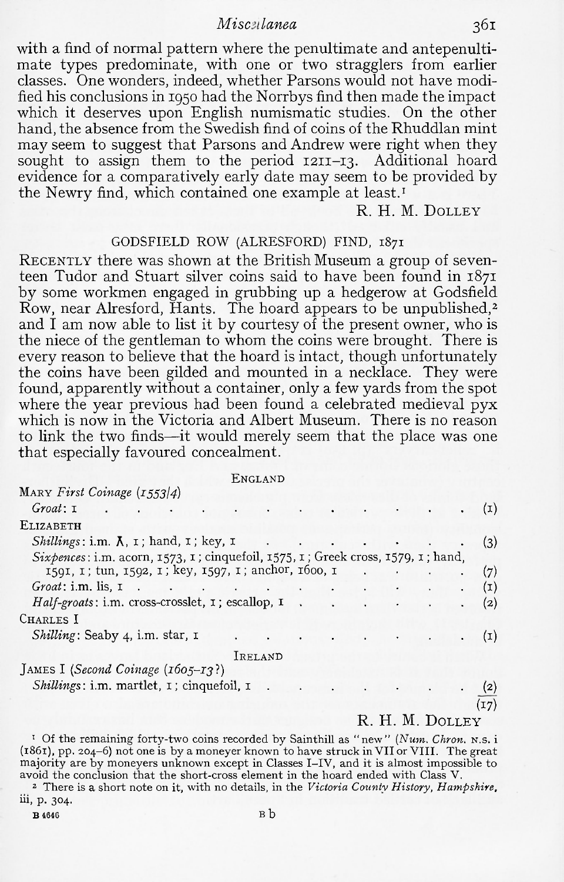with a find of normal pattern where the penultimate and antepenultimate types predominate, with one or two stragglers from earlier classes. One wonders, indeed, whether Parsons would not have modified his conclusions in 1950 had the Norrbys find then made the impact which it deserves upon English numismatic studies. On the other hand, the absence from the Swedish find of coins of the Rhuddlan mint may seem to suggest that Parsons and Andrew were right when they sought to assign them to the period 1211–13. Additional hoard evidence for a comparatively early date may seem to be provided by the Newry find, which contained one example at least.[1]

R. H. M. Dolley

## GODSFIELD ROW (ALRESFORD) FIND, 1871

Recently there was shown at the British Museum a group of seventeen Tudor and Stuart silver coins said to have been found in 1871 by some workmen engaged in grubbing up a hedgerow at Godsfield Row, near Alresford, Hants. The hoard appears to be unpublished,[2] and I am now able to list it by courtesy of the present owner, who is the niece of the gentleman to whom the coins were brought. There is every reason to believe that the hoard is intact, though unfortunately the coins have been gilded and mounted in a necklace. They were found, apparently without a container, only a few yards from the spot where the year previous had been found a celebrated medieval pyx which is now in the Victoria and Albert Museum. There is no reason to link the two finds—it would merely seem that the place was one that especially favoured concealment.

England

Mary *First Coinage (1553/4)*

*Groat*: 1 . . . (1)

Elizabeth

*Shillings*: i.m. ⅄, 1; hand, 1; key, 1 . . . (3)

*Sixpences*: i.m. acorn, 1573, 1; cinquefoil, 1575, 1; Greek cross, 1579, 1; hand, 1591, 1; tun, 1592, 1; key, 1597, 1; anchor, 1600, 1 . . . (7)

*Groat*: i.m. lis, 1 . . . (1)

*Half-groats*: i.m. cross-crosslet, 1; escallop, 1 . . . (2)

Charles I

*Shilling*: Seaby 4, i.m. star, 1 . . . (1)

Ireland

James I (*Second Coinage (1605–13?)*

*Shillings*: i.m. martlet, 1; cinquefoil, 1 . . . (2)

(17)

R. H. M. Dolley

[1] Of the remaining forty-two coins recorded by Sainthill as "new" (*Num. Chron.* N.S. i (1861), pp. 204–6) not one is by a moneyer known to have struck in VII or VIII. The great majority are by moneyers unknown except in Classes I–IV, and it is almost impossible to avoid the conclusion that the short-cross element in the hoard ended with Class V.

[2] There is a short note on it, with no details, in the *Victoria County History, Hampshire*, iii, p. 304.